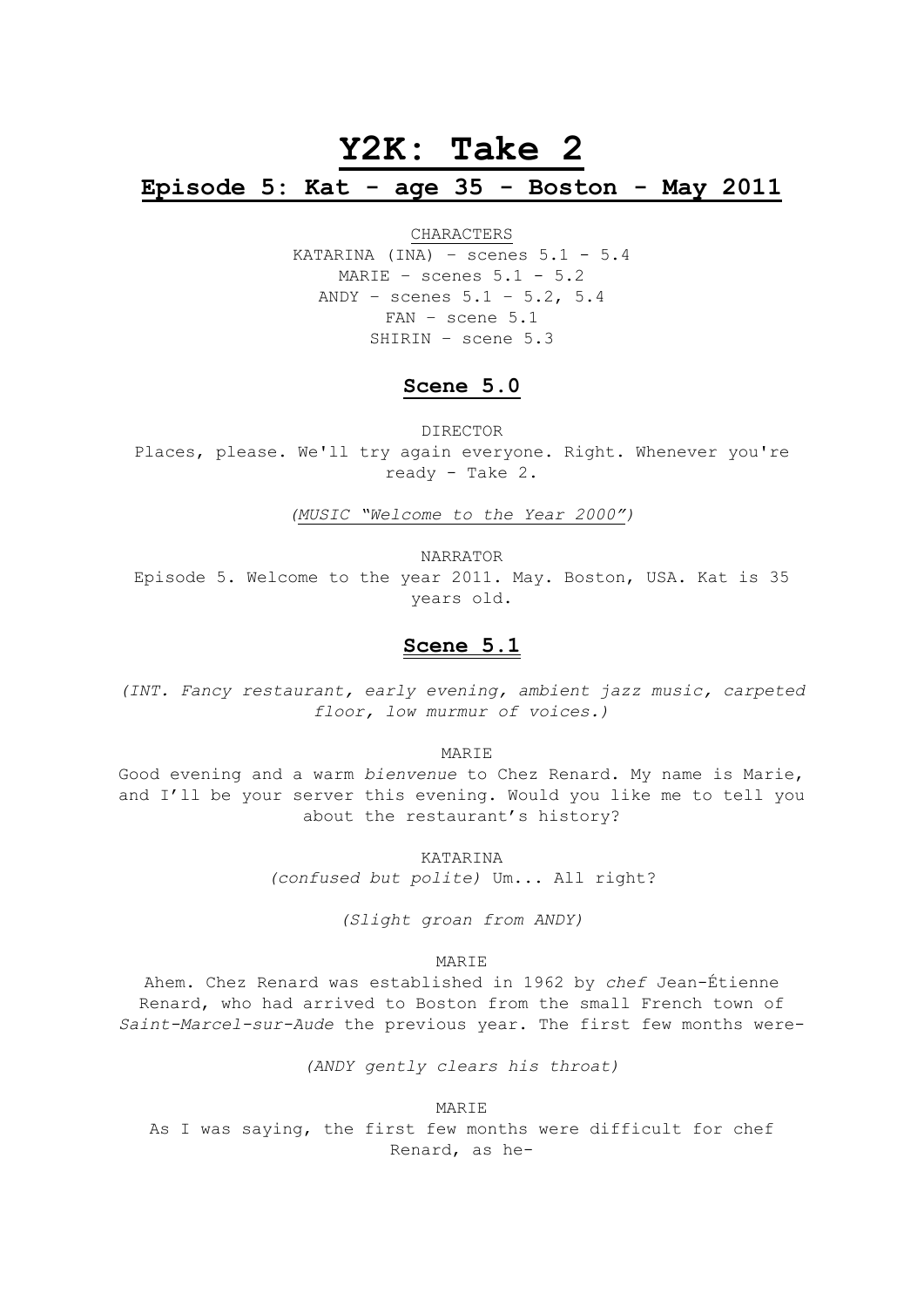# Y2K: Take 2

## Episode 5: Kat - age 35 - Boston - May 2011

CHARACTERS

KATARINA (INA) – scenes 5.1 - 5.4
MARIE – scenes 5.1 - 5.2
ANDY – scenes 5.1 – 5.2, 5.4
FAN – scene 5.1
SHIRIN – scene 5.3

### Scene 5.0

DIRECTOR

Places, please. We'll try again everyone. Right. Whenever you're ready - Take 2.

*(MUSIC "Welcome to the Year 2000")*

NARRATOR

Episode 5. Welcome to the year 2011. May. Boston, USA. Kat is 35 years old.

### Scene 5.1

*(INT. Fancy restaurant, early evening, ambient jazz music, carpeted floor, low murmur of voices.)*

MARIE

Good evening and a warm *bienvenue* to Chez Renard. My name is Marie, and I'll be your server this evening. Would you like me to tell you about the restaurant's history?

KATARINA

*(confused but polite)* Um... All right?

*(Slight groan from ANDY)*

MARIE

Ahem. Chez Renard was established in 1962 by *chef* Jean-Étienne Renard, who had arrived to Boston from the small French town of *Saint-Marcel-sur-Aude* the previous year. The first few months were-

*(ANDY gently clears his throat)*

MARIE

As I was saying, the first few months were difficult for chef Renard, as he-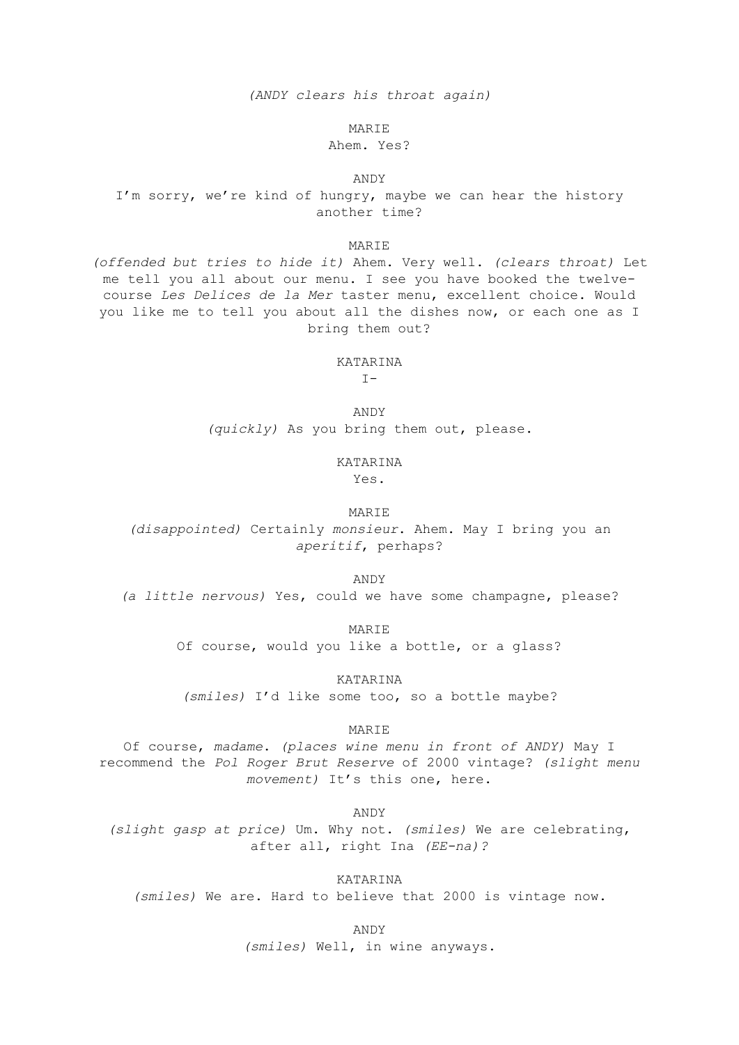*(ANDY clears his throat again)*

MARIE

Ahem. Yes?

ANDY

I'm sorry, we're kind of hungry, maybe we can hear the history another time?

MARIE

*(offended but tries to hide it)* Ahem. Very well. *(clears throat)* Let me tell you all about our menu. I see you have booked the twelve-course *Les Delices de la Mer* taster menu, excellent choice. Would you like me to tell you about all the dishes now, or each one as I bring them out?

KATARINA

I-

ANDY

*(quickly)* As you bring them out, please.

KATARINA

Yes.

MARIE

*(disappointed)* Certainly *monsieur*. Ahem. May I bring you an *aperitif*, perhaps?

ANDY

*(a little nervous)* Yes, could we have some champagne, please?

MARIE

Of course, would you like a bottle, or a glass?

KATARINA

*(smiles)* I'd like some too, so a bottle maybe?

MARIE

Of course, *madame*. *(places wine menu in front of ANDY)* May I recommend the *Pol Roger Brut Reserve* of 2000 vintage? *(slight menu movement)* It's this one, here.

ANDY

*(slight gasp at price)* Um. Why not. *(smiles)* We are celebrating, after all, right Ina *(EE-na)?*

KATARINA

*(smiles)* We are. Hard to believe that 2000 is vintage now.

ANDY

*(smiles)* Well, in wine anyways.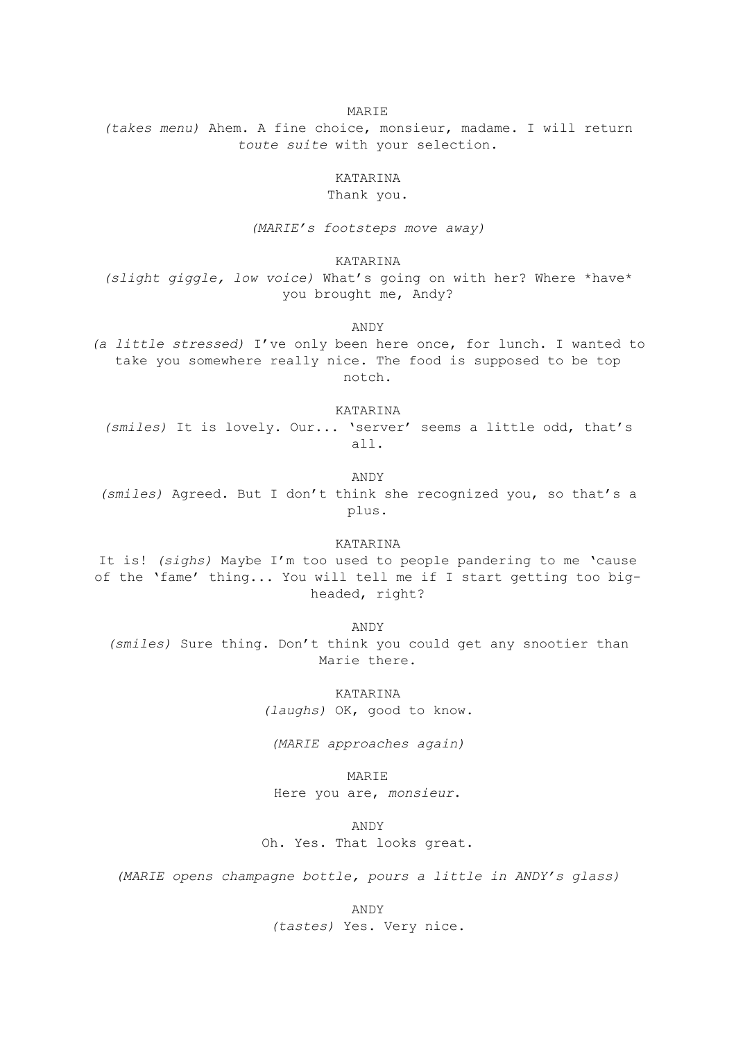MARIE

*(takes menu)* Ahem. A fine choice, monsieur, madame. I will return *toute suite* with your selection.

KATARINA

Thank you.

*(MARIE's footsteps move away)*

KATARINA

*(slight giggle, low voice)* What's going on with her? Where *have* you brought me, Andy?

ANDY

*(a little stressed)* I've only been here once, for lunch. I wanted to take you somewhere really nice. The food is supposed to be top notch.

KATARINA

*(smiles)* It is lovely. Our... 'server' seems a little odd, that's all.

ANDY

*(smiles)* Agreed. But I don't think she recognized you, so that's a plus.

KATARINA

It is! *(sighs)* Maybe I'm too used to people pandering to me 'cause of the 'fame' thing... You will tell me if I start getting too big-headed, right?

ANDY

*(smiles)* Sure thing. Don't think you could get any snootier than Marie there.

KATARINA

*(laughs)* OK, good to know.

*(MARIE approaches again)*

MARIE

Here you are, *monsieur*.

ANDY

Oh. Yes. That looks great.

*(MARIE opens champagne bottle, pours a little in ANDY's glass)*

ANDY

*(tastes)* Yes. Very nice.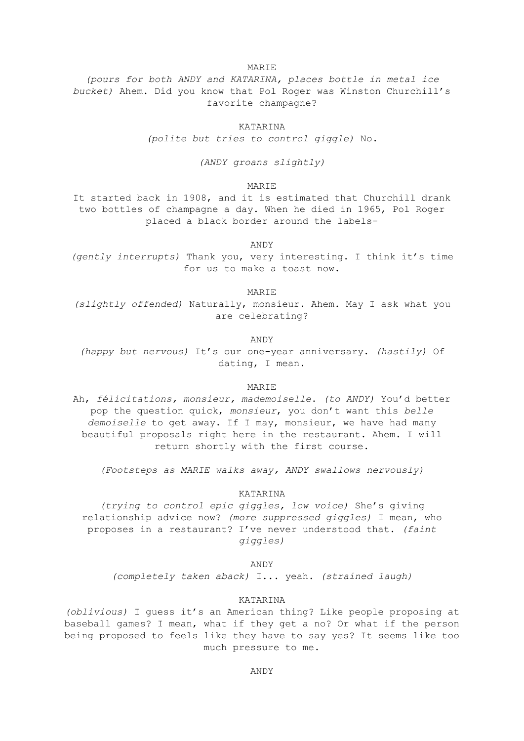MARIE

*(pours for both ANDY and KATARINA, places bottle in metal ice bucket)* Ahem. Did you know that Pol Roger was Winston Churchill's favorite champagne?

KATARINA

*(polite but tries to control giggle)* No.

*(ANDY groans slightly)*

MARIE

It started back in 1908, and it is estimated that Churchill drank two bottles of champagne a day. When he died in 1965, Pol Roger placed a black border around the labels-

ANDY

*(gently interrupts)* Thank you, very interesting. I think it's time for us to make a toast now.

MARIE

*(slightly offended)* Naturally, monsieur. Ahem. May I ask what you are celebrating?

ANDY

*(happy but nervous)* It's our one-year anniversary. *(hastily)* Of dating, I mean.

MARIE

Ah, *félicitations, monsieur, mademoiselle*. *(to ANDY)* You'd better pop the question quick, *monsieur*, you don't want this *belle demoiselle* to get away. If I may, monsieur, we have had many beautiful proposals right here in the restaurant. Ahem. I will return shortly with the first course.

*(Footsteps as MARIE walks away, ANDY swallows nervously)*

KATARINA

*(trying to control epic giggles, low voice)* She's giving relationship advice now? *(more suppressed giggles)* I mean, who proposes in a restaurant? I've never understood that. *(faint giggles)*

ANDY

*(completely taken aback)* I... yeah. *(strained laugh)*

KATARINA

*(oblivious)* I guess it's an American thing? Like people proposing at baseball games? I mean, what if they get a no? Or what if the person being proposed to feels like they have to say yes? It seems like too much pressure to me.

ANDY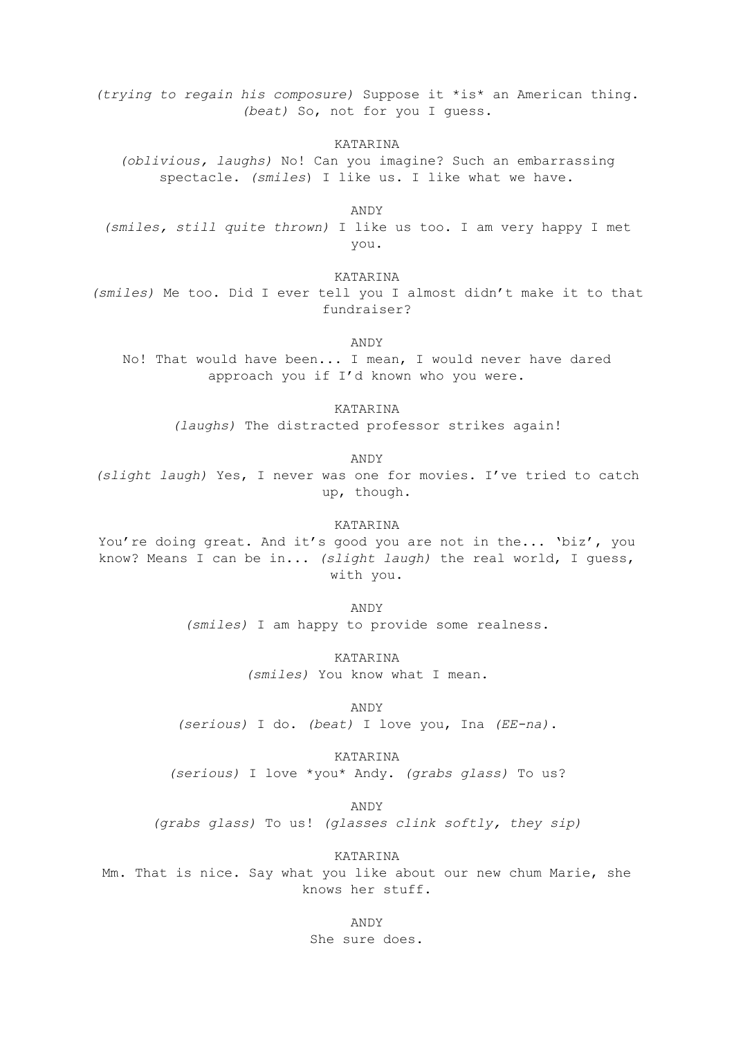*(trying to regain his composure)* Suppose it *is* an American thing. *(beat)* So, not for you I guess.

KATARINA

*(oblivious, laughs)* No! Can you imagine? Such an embarrassing spectacle. *(smiles)* I like us. I like what we have.

ANDY

*(smiles, still quite thrown)* I like us too. I am very happy I met you.

KATARINA

*(smiles)* Me too. Did I ever tell you I almost didn't make it to that fundraiser?

ANDY

No! That would have been... I mean, I would never have dared approach you if I'd known who you were.

KATARINA

*(laughs)* The distracted professor strikes again!

ANDY

*(slight laugh)* Yes, I never was one for movies. I've tried to catch up, though.

KATARINA

You're doing great. And it's good you are not in the... 'biz', you know? Means I can be in... *(slight laugh)* the real world, I guess, with you.

ANDY

*(smiles)* I am happy to provide some realness.

KATARINA

*(smiles)* You know what I mean.

ANDY

*(serious)* I do. *(beat)* I love you, Ina *(EE-na)*.

KATARINA

*(serious)* I love *you* Andy. *(grabs glass)* To us?

ANDY

*(grabs glass)* To us! *(glasses clink softly, they sip)*

KATARINA

Mm. That is nice. Say what you like about our new chum Marie, she knows her stuff.

ANDY

She sure does.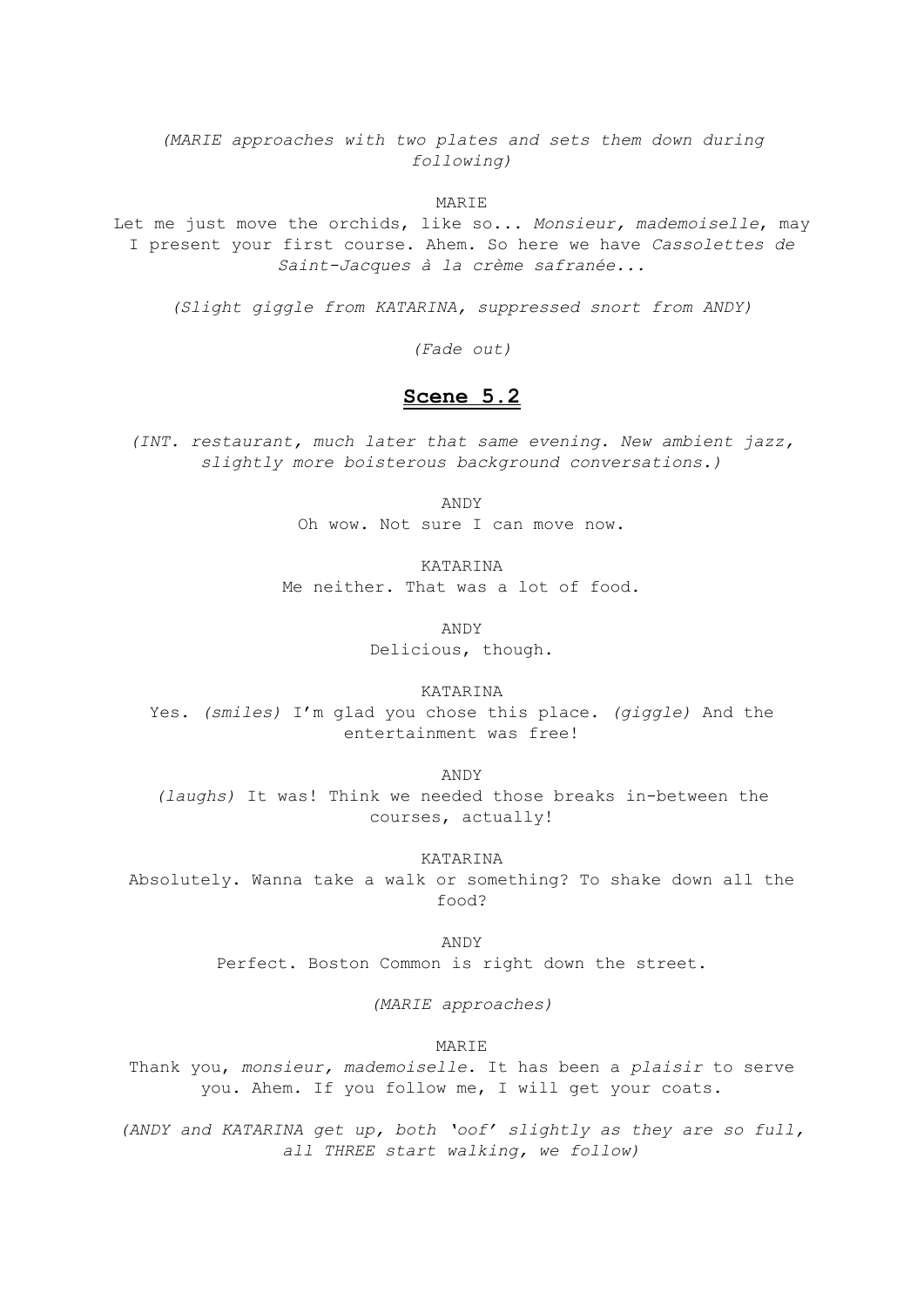*(MARIE approaches with two plates and sets them down during following)*

MARIE

Let me just move the orchids, like so... *Monsieur, mademoiselle*, may I present your first course. Ahem. So here we have *Cassolettes de Saint-Jacques à la crème safranée...*

*(Slight giggle from KATARINA, suppressed snort from ANDY)*

*(Fade out)*

## **Scene 5.2**

*(INT. restaurant, much later that same evening. New ambient jazz, slightly more boisterous background conversations.)*

ANDY

Oh wow. Not sure I can move now.

KATARINA

Me neither. That was a lot of food.

ANDY

Delicious, though.

KATARINA

Yes. *(smiles)* I'm glad you chose this place. *(giggle)* And the entertainment was free!

ANDY

*(laughs)* It was! Think we needed those breaks in-between the courses, actually!

KATARINA

Absolutely. Wanna take a walk or something? To shake down all the food?

ANDY

Perfect. Boston Common is right down the street.

*(MARIE approaches)*

MARIE

Thank you, *monsieur, mademoiselle*. It has been a *plaisir* to serve you. Ahem. If you follow me, I will get your coats.

*(ANDY and KATARINA get up, both 'oof' slightly as they are so full, all THREE start walking, we follow)*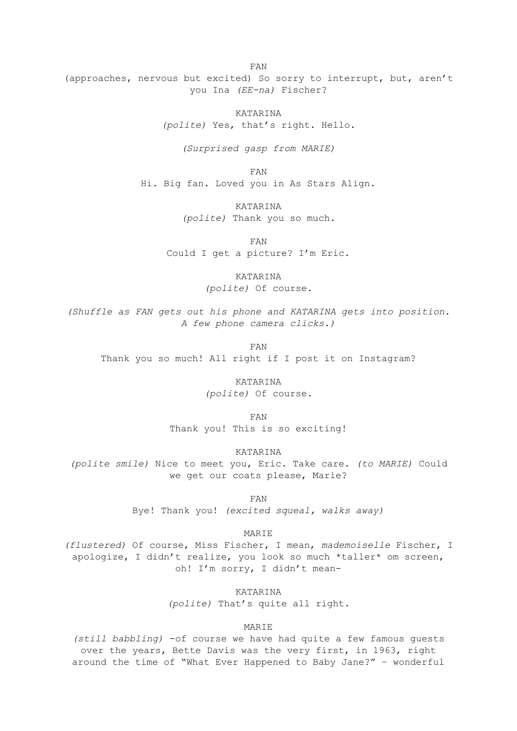FAN

(approaches, nervous but excited) So sorry to interrupt, but, aren't you Ina *(EE-na)* Fischer?

KATARINA

*(polite)* Yes, that's right. Hello.

*(Surprised gasp from MARIE)*

FAN

Hi. Big fan. Loved you in As Stars Align.

KATARINA

*(polite)* Thank you so much.

FAN

Could I get a picture? I'm Eric.

KATARINA

*(polite)* Of course.

*(Shuffle as FAN gets out his phone and KATARINA gets into position. A few phone camera clicks.)*

FAN

Thank you so much! All right if I post it on Instagram?

KATARINA

*(polite)* Of course.

FAN

Thank you! This is so exciting!

KATARINA

*(polite smile)* Nice to meet you, Eric. Take care. *(to MARIE)* Could we get our coats please, Marie?

FAN

Bye! Thank you! *(excited squeal, walks away)*

MARIE

*(flustered)* Of course, Miss Fischer, I mean, *mademoiselle* Fischer, I apologize, I didn't realize, you look so much *taller* om screen, oh! I'm sorry, I didn't mean-

KATARINA

*(polite)* That's quite all right.

MARIE

*(still babbling)* -of course we have had quite a few famous guests over the years, Bette Davis was the very first, in 1963, right around the time of "What Ever Happened to Baby Jane?" – wonderful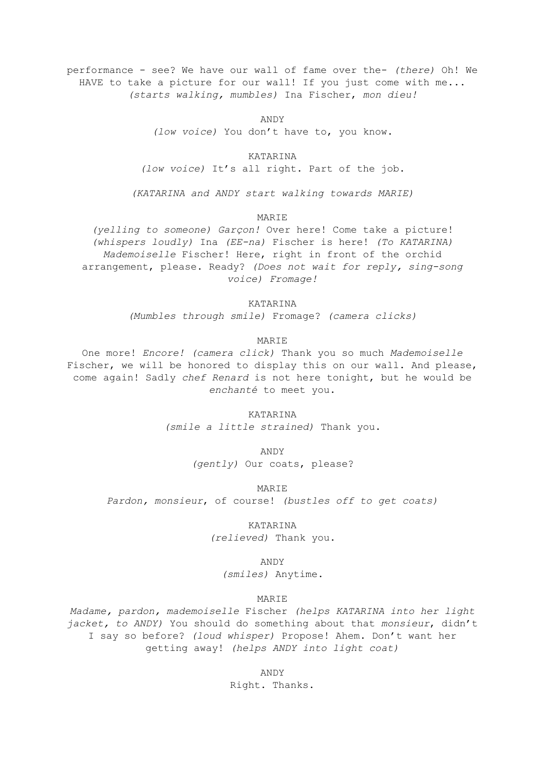performance - see? We have our wall of fame over the- *(there)* Oh! We HAVE to take a picture for our wall! If you just come with me... *(starts walking, mumbles)* Ina Fischer, *mon dieu!*

ANDY

*(low voice)* You don't have to, you know.

KATARINA

*(low voice)* It's all right. Part of the job.

*(KATARINA and ANDY start walking towards MARIE)*

MARIE

*(yelling to someone) Garçon!* Over here! Come take a picture! *(whispers loudly)* Ina *(EE-na)* Fischer is here! *(To KATARINA) Mademoiselle* Fischer! Here, right in front of the orchid arrangement, please. Ready? *(Does not wait for reply, sing-song voice) Fromage!*

KATARINA

*(Mumbles through smile)* Fromage? *(camera clicks)*

MARIE

One more! *Encore! (camera click)* Thank you so much *Mademoiselle* Fischer, we will be honored to display this on our wall. And please, come again! Sadly *chef Renard* is not here tonight, but he would be *enchanté* to meet you.

KATARINA

*(smile a little strained)* Thank you.

ANDY

*(gently)* Our coats, please?

MARIE

*Pardon, monsieur*, of course! *(bustles off to get coats)*

KATARINA

*(relieved)* Thank you.

ANDY

*(smiles)* Anytime.

MARIE

*Madame, pardon, mademoiselle* Fischer *(helps KATARINA into her light jacket, to ANDY)* You should do something about that *monsieur*, didn't I say so before? *(loud whisper)* Propose! Ahem. Don't want her getting away! *(helps ANDY into light coat)*

ANDY

Right. Thanks.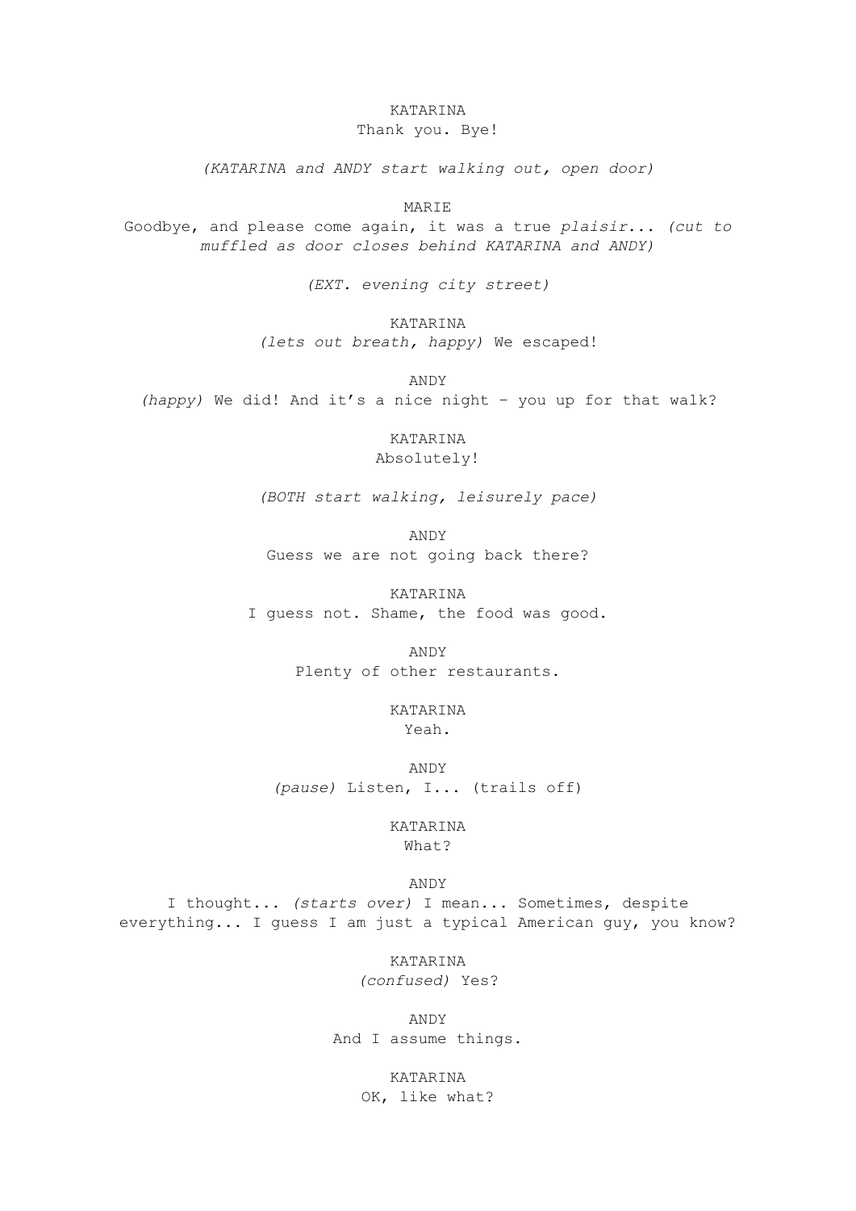KATARINA

Thank you. Bye!

*(KATARINA and ANDY start walking out, open door)*

MARIE

Goodbye, and please come again, it was a true *plaisir*... *(cut to muffled as door closes behind KATARINA and ANDY)*

*(EXT. evening city street)*

KATARINA

*(lets out breath, happy)* We escaped!

ANDY

*(happy)* We did! And it's a nice night – you up for that walk?

KATARINA

Absolutely!

*(BOTH start walking, leisurely pace)*

ANDY

Guess we are not going back there?

KATARINA

I guess not. Shame, the food was good.

ANDY

Plenty of other restaurants.

KATARINA

Yeah.

ANDY

*(pause)* Listen, I... (trails off)

KATARINA

What?

ANDY

I thought... *(starts over)* I mean... Sometimes, despite everything... I guess I am just a typical American guy, you know?

KATARINA

*(confused)* Yes?

ANDY

And I assume things.

KATARINA

OK, like what?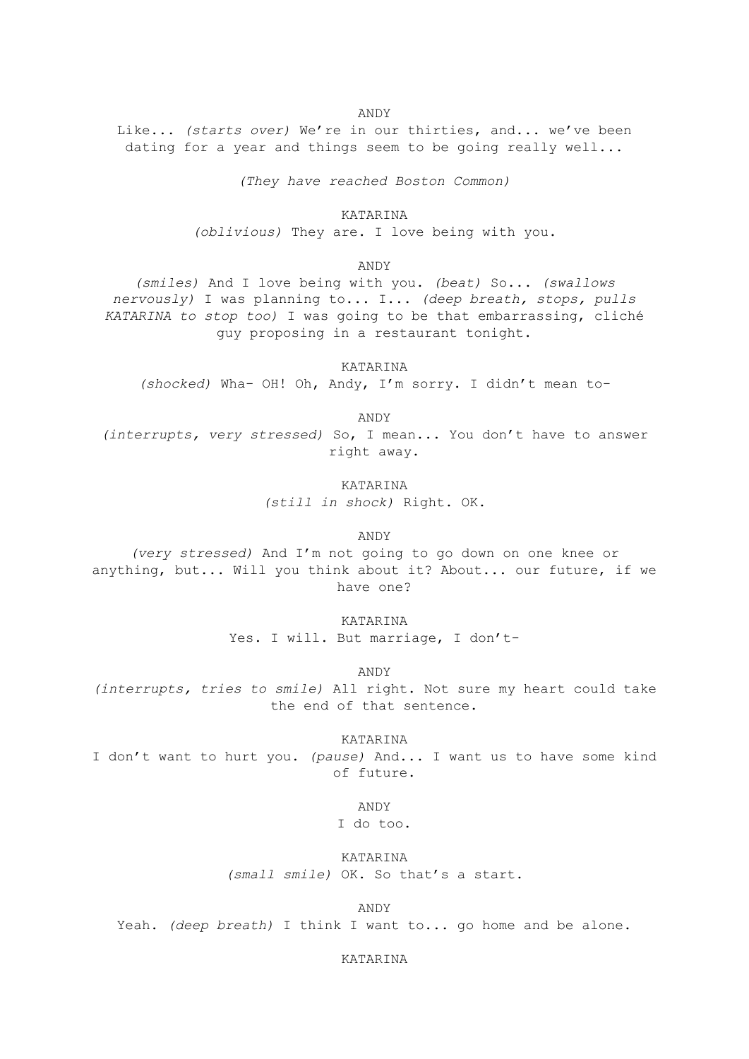ANDY

Like... *(starts over)* We're in our thirties, and... we've been dating for a year and things seem to be going really well...

*(They have reached Boston Common)*

KATARINA

*(oblivious)* They are. I love being with you.

ANDY

*(smiles)* And I love being with you. *(beat)* So... *(swallows nervously)* I was planning to... I... *(deep breath, stops, pulls KATARINA to stop too)* I was going to be that embarrassing, cliché guy proposing in a restaurant tonight.

KATARINA

*(shocked)* Wha- OH! Oh, Andy, I'm sorry. I didn't mean to-

ANDY

*(interrupts, very stressed)* So, I mean... You don't have to answer right away.

KATARINA

*(still in shock)* Right. OK.

ANDY

*(very stressed)* And I'm not going to go down on one knee or anything, but... Will you think about it? About... our future, if we have one?

KATARINA

Yes. I will. But marriage, I don't-

ANDY

*(interrupts, tries to smile)* All right. Not sure my heart could take the end of that sentence.

KATARINA

I don't want to hurt you. *(pause)* And... I want us to have some kind of future.

ANDY

I do too.

KATARINA

*(small smile)* OK. So that's a start.

ANDY

Yeah. *(deep breath)* I think I want to... go home and be alone.

KATARINA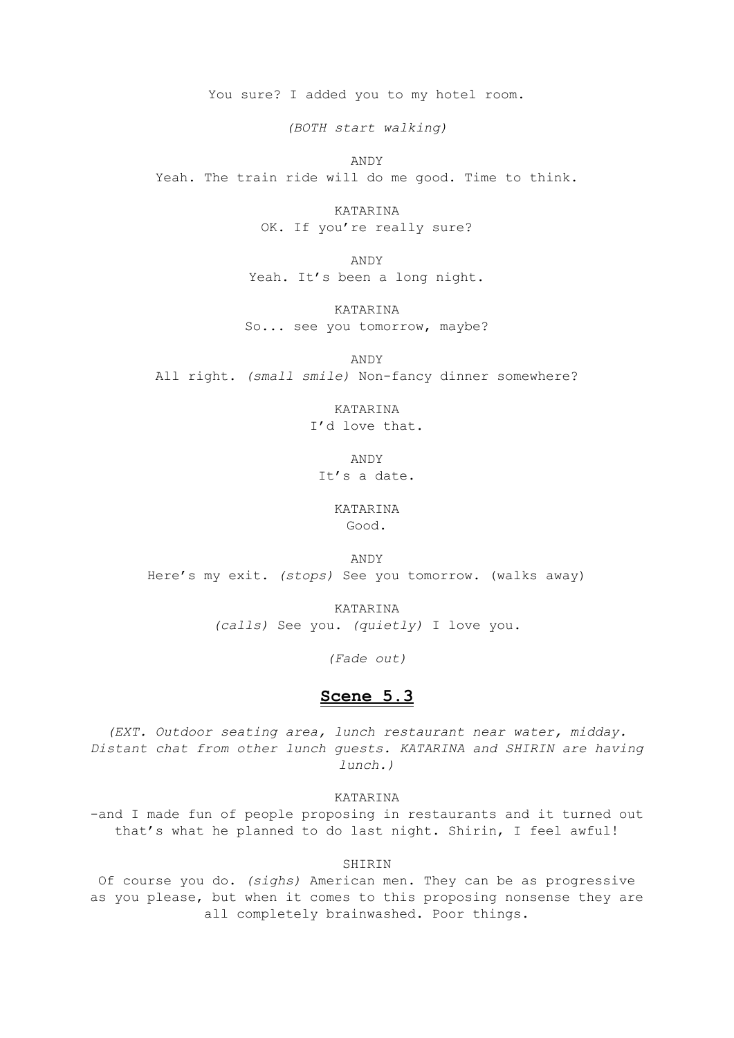You sure? I added you to my hotel room.

*(BOTH start walking)*

ANDY
Yeah. The train ride will do me good. Time to think.

KATARINA
OK. If you're really sure?

ANDY
Yeah. It's been a long night.

KATARINA
So... see you tomorrow, maybe?

ANDY
All right. *(small smile)* Non-fancy dinner somewhere?

KATARINA
I'd love that.

ANDY
It's a date.

KATARINA
Good.

ANDY
Here's my exit. *(stops)* See you tomorrow. (walks away)

KATARINA
*(calls)* See you. *(quietly)* I love you.

*(Fade out)*

## **Scene 5.3**

*(EXT. Outdoor seating area, lunch restaurant near water, midday. Distant chat from other lunch guests. KATARINA and SHIRIN are having lunch.)*

KATARINA
-and I made fun of people proposing in restaurants and it turned out that's what he planned to do last night. Shirin, I feel awful!

SHIRIN
Of course you do. *(sighs)* American men. They can be as progressive as you please, but when it comes to this proposing nonsense they are all completely brainwashed. Poor things.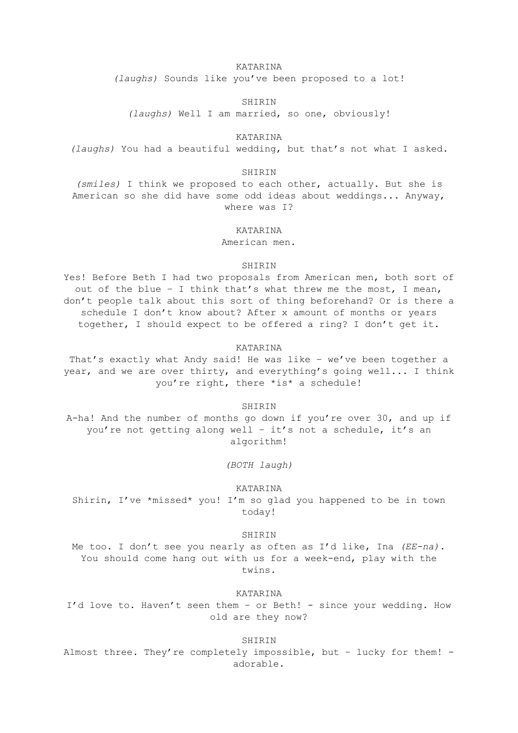KATARINA

*(laughs)* Sounds like you've been proposed to a lot!

SHIRIN

*(laughs)* Well I am married, so one, obviously!

KATARINA

*(laughs)* You had a beautiful wedding, but that's not what I asked.

SHIRIN

*(smiles)* I think we proposed to each other, actually. But she is American so she did have some odd ideas about weddings... Anyway, where was I?

KATARINA

American men.

SHIRIN

Yes! Before Beth I had two proposals from American men, both sort of out of the blue – I think that's what threw me the most, I mean, don't people talk about this sort of thing beforehand? Or is there a schedule I don't know about? After x amount of months or years together, I should expect to be offered a ring? I don't get it.

KATARINA

That's exactly what Andy said! He was like – we've been together a year, and we are over thirty, and everything's going well... I think you're right, there *is* a schedule!

SHIRIN

A-ha! And the number of months go down if you're over 30, and up if you're not getting along well – it's not a schedule, it's an algorithm!

*(BOTH laugh)*

KATARINA

Shirin, I've *missed* you! I'm so glad you happened to be in town today!

SHIRIN

Me too. I don't see you nearly as often as I'd like, Ina *(EE-na)*. You should come hang out with us for a week-end, play with the twins.

KATARINA

I'd love to. Haven't seen them – or Beth! - since your wedding. How old are they now?

SHIRIN

Almost three. They're completely impossible, but – lucky for them! - adorable.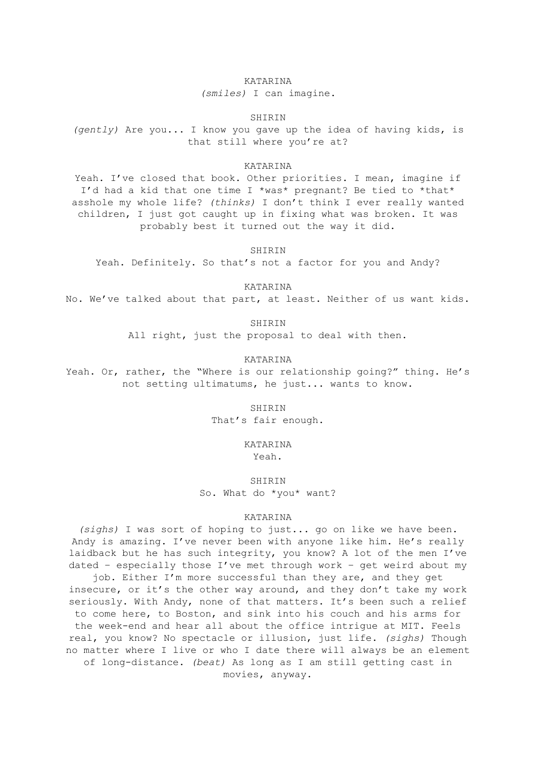KATARINA

*(smiles)* I can imagine.

SHIRIN

*(gently)* Are you... I know you gave up the idea of having kids, is that still where you're at?

KATARINA

Yeah. I've closed that book. Other priorities. I mean, imagine if I'd had a kid that one time I *was* pregnant? Be tied to *that* asshole my whole life? *(thinks)* I don't think I ever really wanted children, I just got caught up in fixing what was broken. It was probably best it turned out the way it did.

SHIRIN

Yeah. Definitely. So that's not a factor for you and Andy?

KATARINA

No. We've talked about that part, at least. Neither of us want kids.

SHIRIN

All right, just the proposal to deal with then.

KATARINA

Yeah. Or, rather, the "Where is our relationship going?" thing. He's not setting ultimatums, he just... wants to know.

SHIRIN

That's fair enough.

KATARINA

Yeah.

SHIRIN

So. What do *you* want?

KATARINA

*(sighs)* I was sort of hoping to just... go on like we have been. Andy is amazing. I've never been with anyone like him. He's really laidback but he has such integrity, you know? A lot of the men I've dated – especially those I've met through work – get weird about my job. Either I'm more successful than they are, and they get insecure, or it's the other way around, and they don't take my work seriously. With Andy, none of that matters. It's been such a relief to come here, to Boston, and sink into his couch and his arms for the week-end and hear all about the office intrigue at MIT. Feels real, you know? No spectacle or illusion, just life. *(sighs)* Though no matter where I live or who I date there will always be an element of long-distance. *(beat)* As long as I am still getting cast in movies, anyway.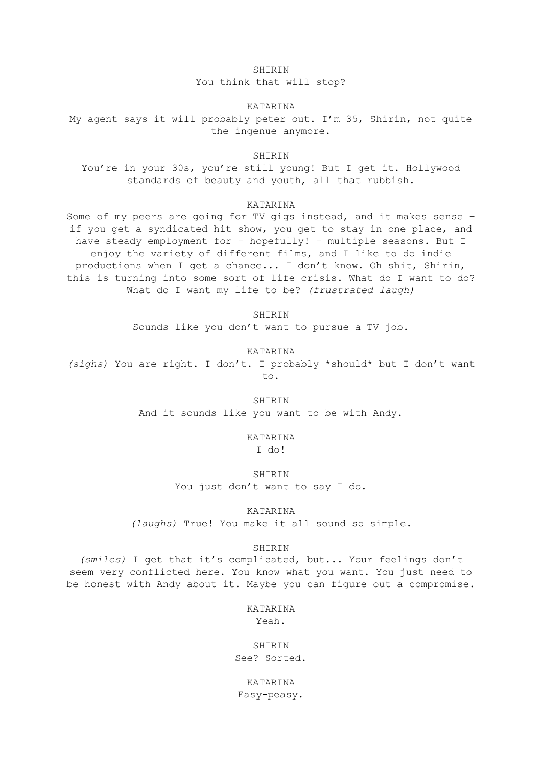SHIRIN

You think that will stop?

KATARINA

My agent says it will probably peter out. I'm 35, Shirin, not quite the ingenue anymore.

SHIRIN

You're in your 30s, you're still young! But I get it. Hollywood standards of beauty and youth, all that rubbish.

KATARINA

Some of my peers are going for TV gigs instead, and it makes sense – if you get a syndicated hit show, you get to stay in one place, and have steady employment for – hopefully! – multiple seasons. But I enjoy the variety of different films, and I like to do indie productions when I get a chance... I don't know. Oh shit, Shirin, this is turning into some sort of life crisis. What do I want to do? What do I want my life to be? *(frustrated laugh)*

SHIRIN

Sounds like you don't want to pursue a TV job.

KATARINA

*(sighs)* You are right. I don't. I probably *should* but I don't want to.

SHIRIN

And it sounds like you want to be with Andy.

KATARINA

I do!

SHIRIN

You just don't want to say I do.

KATARINA

*(laughs)* True! You make it all sound so simple.

SHIRIN

*(smiles)* I get that it's complicated, but... Your feelings don't seem very conflicted here. You know what you want. You just need to be honest with Andy about it. Maybe you can figure out a compromise.

KATARINA

Yeah.

SHIRIN

See? Sorted.

KATARINA

Easy-peasy.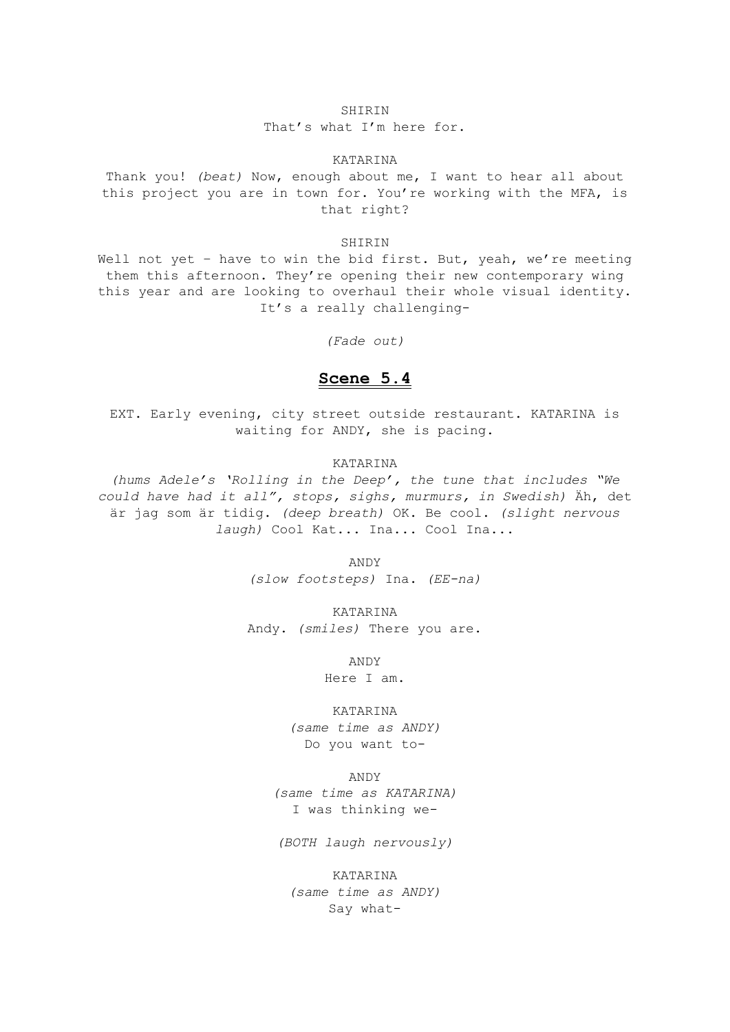SHIRIN

That's what I'm here for.

KATARINA

Thank you! *(beat)* Now, enough about me, I want to hear all about this project you are in town for. You're working with the MFA, is that right?

SHIRIN

Well not yet – have to win the bid first. But, yeah, we're meeting them this afternoon. They're opening their new contemporary wing this year and are looking to overhaul their whole visual identity. It's a really challenging-

*(Fade out)*

## **Scene 5.4**

EXT. Early evening, city street outside restaurant. KATARINA is waiting for ANDY, she is pacing.

KATARINA

*(hums Adele's 'Rolling in the Deep', the tune that includes "We could have had it all", stops, sighs, murmurs, in Swedish)* Äh, det är jag som är tidig. *(deep breath)* OK. Be cool. *(slight nervous laugh)* Cool Kat... Ina... Cool Ina...

ANDY

*(slow footsteps)* Ina. *(EE-na)*

KATARINA

Andy. *(smiles)* There you are.

ANDY

Here I am.

KATARINA

*(same time as ANDY)*
Do you want to-

ANDY

*(same time as KATARINA)*
I was thinking we-

*(BOTH laugh nervously)*

KATARINA

*(same time as ANDY)*
Say what-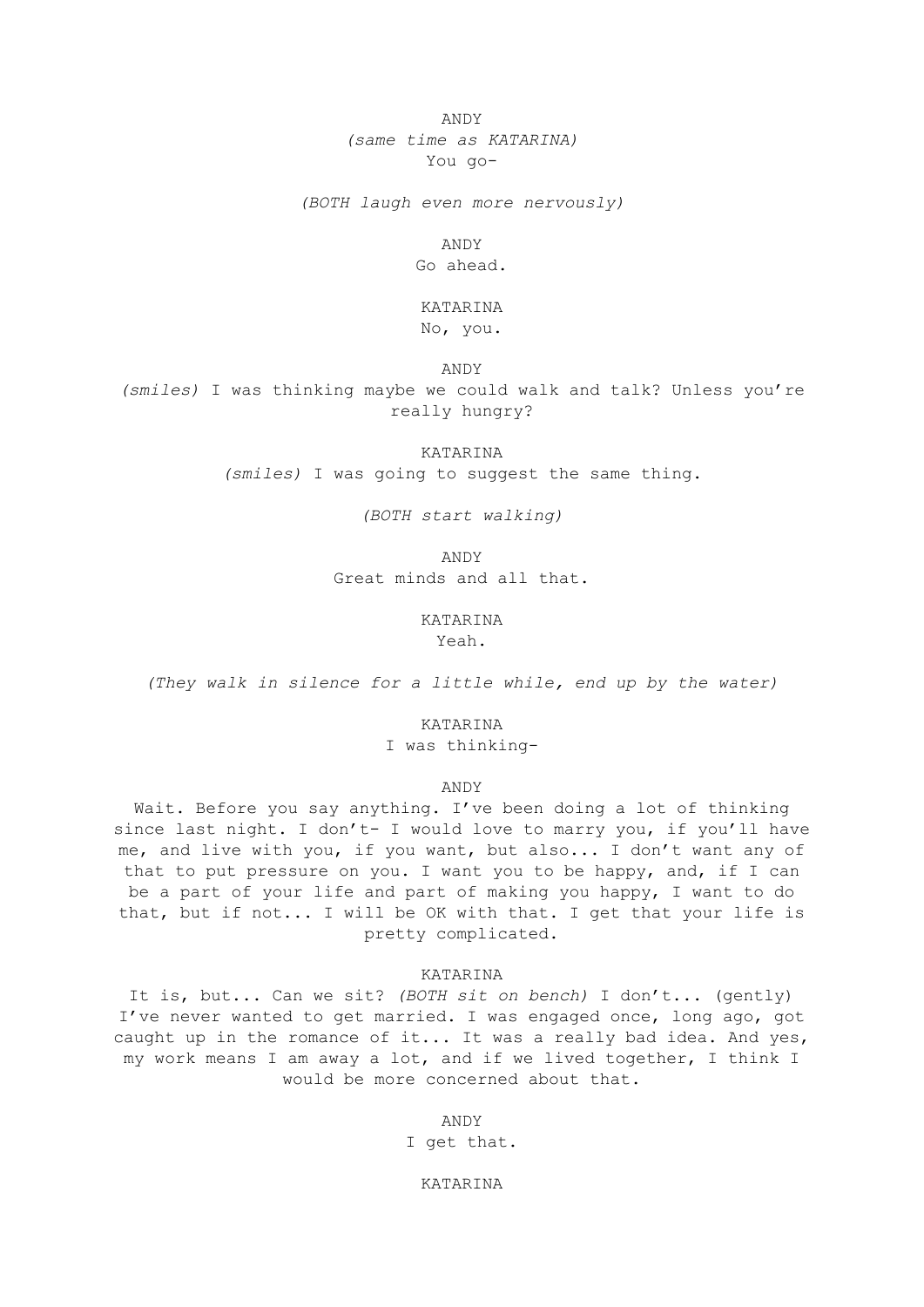ANDY
*(same time as KATARINA)*
You go-

*(BOTH laugh even more nervously)*

ANDY
Go ahead.

KATARINA
No, you.

ANDY
*(smiles)* I was thinking maybe we could walk and talk? Unless you're really hungry?

KATARINA
*(smiles)* I was going to suggest the same thing.

*(BOTH start walking)*

ANDY
Great minds and all that.

KATARINA
Yeah.

*(They walk in silence for a little while, end up by the water)*

KATARINA
I was thinking-

ANDY
Wait. Before you say anything. I've been doing a lot of thinking since last night. I don't- I would love to marry you, if you'll have me, and live with you, if you want, but also... I don't want any of that to put pressure on you. I want you to be happy, and, if I can be a part of your life and part of making you happy, I want to do that, but if not... I will be OK with that. I get that your life is pretty complicated.

KATARINA
It is, but... Can we sit? *(BOTH sit on bench)* I don't... (gently) I've never wanted to get married. I was engaged once, long ago, got caught up in the romance of it... It was a really bad idea. And yes, my work means I am away a lot, and if we lived together, I think I would be more concerned about that.

ANDY
I get that.

KATARINA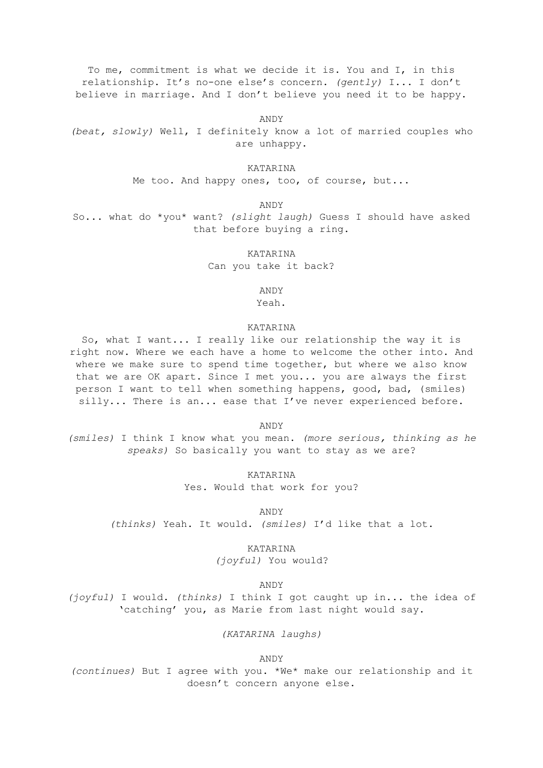To me, commitment is what we decide it is. You and I, in this relationship. It’s no-one else’s concern. *(gently)* I... I don’t believe in marriage. And I don’t believe you need it to be happy.

ANDY

*(beat, slowly)* Well, I definitely know a lot of married couples who are unhappy.

KATARINA

Me too. And happy ones, too, of course, but...

ANDY

So... what do *you* want? *(slight laugh)* Guess I should have asked that before buying a ring.

KATARINA

Can you take it back?

ANDY

Yeah.

KATARINA

So, what I want... I really like our relationship the way it is right now. Where we each have a home to welcome the other into. And where we make sure to spend time together, but where we also know that we are OK apart. Since I met you... you are always the first person I want to tell when something happens, good, bad, (smiles) silly... There is an... ease that I’ve never experienced before.

ANDY

*(smiles)* I think I know what you mean. *(more serious, thinking as he speaks)* So basically you want to stay as we are?

KATARINA

Yes. Would that work for you?

ANDY

*(thinks)* Yeah. It would. *(smiles)* I’d like that a lot.

KATARINA

*(joyful)* You would?

ANDY

*(joyful)* I would. *(thinks)* I think I got caught up in... the idea of ‘catching’ you, as Marie from last night would say.

*(KATARINA laughs)*

ANDY

*(continues)* But I agree with you. *We* make our relationship and it doesn’t concern anyone else.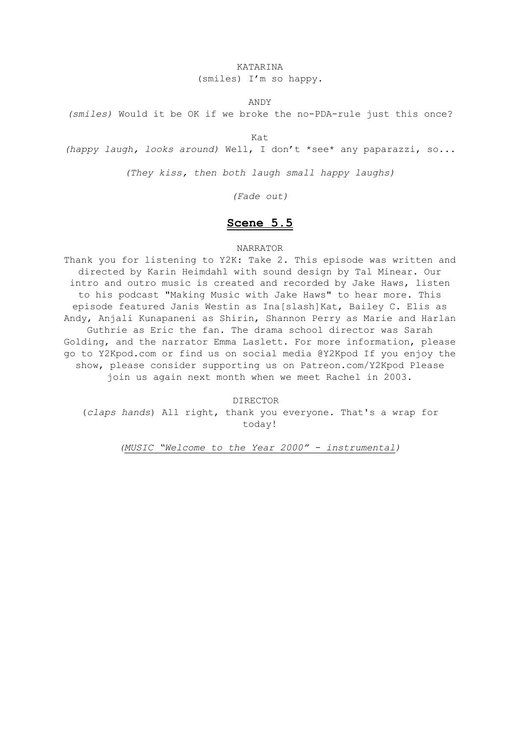KATARINA

(smiles) I'm so happy.

ANDY

*(smiles)* Would it be OK if we broke the no-PDA-rule just this once?

Kat

*(happy laugh, looks around)* Well, I don't *see* any paparazzi, so...

*(They kiss, then both laugh small happy laughs)*

*(Fade out)*

## Scene 5.5

NARRATOR

Thank you for listening to Y2K: Take 2. This episode was written and directed by Karin Heimdahl with sound design by Tal Minear. Our intro and outro music is created and recorded by Jake Haws, listen to his podcast "Making Music with Jake Haws" to hear more. This episode featured Janis Westin as Ina[slash]Kat, Bailey C. Elis as Andy, Anjali Kunapaneni as Shirin, Shannon Perry as Marie and Harlan Guthrie as Eric the fan. The drama school director was Sarah Golding, and the narrator Emma Laslett. For more information, please go to Y2Kpod.com or find us on social media @Y2Kpod If you enjoy the show, please consider supporting us on Patreon.com/Y2Kpod Please join us again next month when we meet Rachel in 2003.

DIRECTOR

(*claps hands*) All right, thank you everyone. That's a wrap for today!

*(MUSIC "Welcome to the Year 2000" - instrumental)*